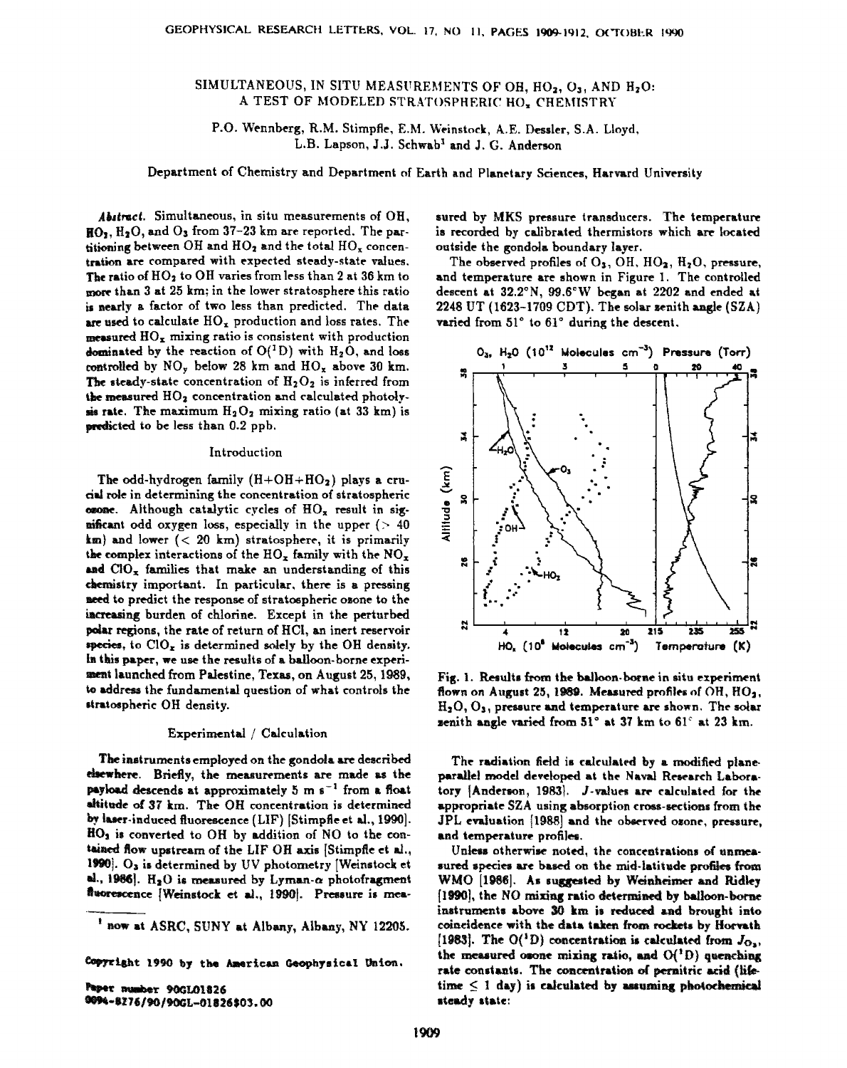# SIMULTANEOUS, IN SITU MEASUREMENTS OF OH, $HO_2$, $O_3$, AND $H_2O$: A TEST OF MODELED STRATOSPHERIC $HO_x$ CHEMISTRY

P.O. Wennberg, R.M. Stimpfle, E.M. Weinstock, A.E. Dessler, S.A. Lloyd, L.B. Lapson, J.J. Schwab[1] and J. G. Anderson

Department of Chemistry and Department of Earth and Planetary Sciences, Harvard University

*Abstract.* Simultaneous, in situ measurements of OH, $HO_2$, $H_2O$, and $O_3$ from 37–23 km are reported. The partitioning between OH and $HO_2$ and the total $HO_x$ concentration are compared with expected steady-state values. The ratio of $HO_2$ to OH varies from less than 2 at 36 km to more than 3 at 25 km; in the lower stratosphere this ratio is nearly a factor of two less than predicted. The data are used to calculate $HO_x$ production and loss rates. The measured $HO_x$ mixing ratio is consistent with production dominated by the reaction of $O(^1D)$ with $H_2O$, and loss controlled by $NO_y$ below 28 km and $HO_x$ above 30 km. The steady-state concentration of $H_2O_2$ is inferred from the measured $HO_2$ concentration and calculated photolysis rate. The maximum $H_2O_2$ mixing ratio (at 33 km) is predicted to be less than 0.2 ppb.

## Introduction

The odd-hydrogen family (H+OH+$HO_2$) plays a crucial role in determining the concentration of stratospheric ozone. Although catalytic cycles of $HO_x$ result in significant odd oxygen loss, especially in the upper (> 40 km) and lower (< 20 km) stratosphere, it is primarily the complex interactions of the $HO_x$ family with the $NO_x$ and $ClO_x$ families that make an understanding of this chemistry important. In particular, there is a pressing need to predict the response of stratospheric ozone to the increasing burden of chlorine. Except in the perturbed polar regions, the rate of return of HCl, an inert reservoir species, to $ClO_x$ is determined solely by the OH density. In this paper, we use the results of a balloon-borne experiment launched from Palestine, Texas, on August 25, 1989, to address the fundamental question of what controls the stratospheric OH density.

## Experimental / Calculation

The instruments employed on the gondola are described elsewhere. Briefly, the measurements are made as the payload descends at approximately 5 m $s^{-1}$ from a float altitude of 37 km. The OH concentration is determined by laser-induced fluorescence (LIF) [Stimpfle et al., 1990]. $HO_2$ is converted to OH by addition of NO to the contained flow upstream of the LIF OH axis [Stimpfle et al., 1990]. $O_3$ is determined by UV photometry [Weinstock et al., 1986]. $H_2O$ is measured by Lyman-α photofragment fluorescence [Weinstock et al., 1990]. Pressure is measured by MKS pressure transducers. The temperature is recorded by calibrated thermistors which are located outside the gondola boundary layer.

The observed profiles of $O_3$, OH, $HO_2$, $H_2O$, pressure, and temperature are shown in Figure 1. The controlled descent at 32.2°N, 99.6°W began at 2202 and ended at 2248 UT (1623–1709 CDT). The solar zenith angle (SZA) varied from 51° to 61° during the descent.

Fig. 1. Results from the balloon-borne in situ experiment flown on August 25, 1989. Measured profiles of OH, $HO_2$, $H_2O$, $O_3$, pressure and temperature are shown. The solar zenith angle varied from 51° at 37 km to 61° at 23 km.

The radiation field is calculated by a modified plane-parallel model developed at the Naval Research Laboratory [Anderson, 1983]. J-values are calculated for the appropriate SZA using absorption cross-sections from the JPL evaluation [1988] and the observed ozone, pressure, and temperature profiles.

Unless otherwise noted, the concentrations of unmeasured species are based on the mid-latitude profiles from WMO [1986]. As suggested by Weinheimer and Ridley [1990], the NO mixing ratio determined by balloon-borne instruments above 30 km is reduced and brought into coincidence with the data taken from rockets by Horvath [1983]. The $O(^1D)$ concentration is calculated from $J_{O_3}$, the measured ozone mixing ratio, and $O(^1D)$ quenching rate constants. The concentration of pernitric acid (lifetime ≤ 1 day) is calculated by assuming photochemical steady state:

[1] now at ASRC, SUNY at Albany, Albany, NY 12205.

Copyright 1990 by the American Geophysical Union.

Paper number 90GL01826
0094-8276/90/90GL-01826$03.00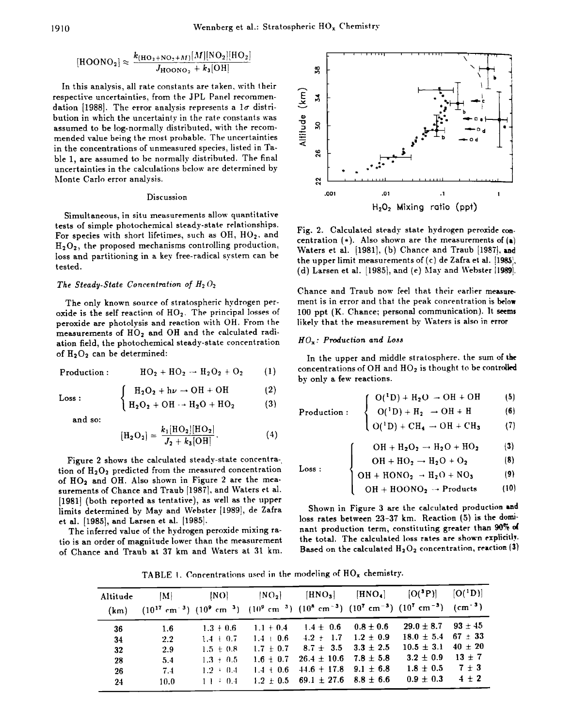$$[HOONO_2] \approx \frac{k_{(HO_2+NO_2+M)}[M][NO_2][HO_2]}{J_{HOONO_2} + k_3[OH]}$$

In this analysis, all rate constants are taken, with their respective uncertainties, from the JPL Panel recommendation [1988]. The error analysis represents a $1\sigma$ distribution in which the uncertainty in the rate constants was assumed to be log-normally distributed, with the recommended value being the most probable. The uncertainties in the concentrations of unmeasured species, listed in Table 1, are assumed to be normally distributed. The final uncertainties in the calculations below are determined by Monte Carlo error analysis.

## Discussion

Simultaneous, in situ measurements allow quantitative tests of simple photochemical steady-state relationships. For species with short lifetimes, such as OH, $HO_2$, and $H_2O_2$, the proposed mechanisms controlling production, loss and partitioning in a key free-radical system can be tested.

### *The Steady-State Concentration of $H_2O_2$*

The only known source of stratospheric hydrogen peroxide is the self reaction of $HO_2$. The principal losses of peroxide are photolysis and reaction with OH. From the measurements of $HO_2$ and OH and the calculated radiation field, the photochemical steady-state concentration of $H_2O_2$ can be determined:

Production: $$HO_2 + HO_2 \rightarrow H_2O_2 + O_2 \quad (1)$$

Loss: $$\begin{cases} H_2O_2 + h\nu \rightarrow OH + OH & (2) \\ H_2O_2 + OH \rightarrow H_2O + HO_2 & (3) \end{cases}$$

and so:

$$[H_2O_2] = \frac{k_1[HO_2][HO_2]}{J_2 + k_3[OH]}. \quad (4)$$

Figure 2 shows the calculated steady-state concentration of $H_2O_2$ predicted from the measured concentration of $HO_2$ and OH. Also shown in Figure 2 are the measurements of Chance and Traub [1987], and Waters et al. [1981] (both reported as tentative), as well as the upper limits determined by May and Webster [1989], de Zafra et al. [1985], and Larsen et al. [1985].

The inferred value of the hydrogen peroxide mixing ratio is an order of magnitude lower than the measurement of Chance and Traub at 37 km and Waters at 31 km.

Fig. 2. Calculated steady state hydrogen peroxide concentration (*). Also shown are the measurements of (a) Waters et al. [1981], (b) Chance and Traub [1987], and the upper limit measurements of (c) de Zafra et al. [1985], (d) Larsen et al. [1985], and (e) May and Webster [1989].

Chance and Traub now feel that their earlier measurement is in error and that the peak concentration is below 100 ppt (K. Chance; personal communication). It seems likely that the measurement by Waters is also in error

### *$HO_x$: Production and Loss*

In the upper and middle stratosphere, the sum of the concentrations of OH and $HO_2$ is thought to be controlled by only a few reactions.

Production: $$\begin{cases} O(^1D) + H_2O \rightarrow OH + OH & (5) \\ O(^1D) + H_2 \rightarrow OH + H & (6) \\ O(^1D) + CH_4 \rightarrow OH + CH_3 & (7) \end{cases}$$

Loss: $$\begin{cases} OH + H_2O_2 \rightarrow H_2O + HO_2 & (3) \\ OH + HO_2 \rightarrow H_2O + O_2 & (8) \\ OH + HONO_2 \rightarrow H_2O + NO_3 & (9) \\ OH + HOONO_2 \rightarrow \text{Products} & (10) \end{cases}$$

Shown in Figure 3 are the calculated production and loss rates between 23-37 km. Reaction (5) is the dominant production term, constituting greater than 90% of the total. The calculated loss rates are shown explicitly. Based on the calculated $H_2O_2$ concentration, reaction (3)

TABLE 1. Concentrations used in the modeling of $HO_x$ chemistry.

| Altitude (km) | [M] ($10^{17}$ cm$^{-3}$) | [NO] ($10^9$ cm$^{-3}$) | [$NO_2$] ($10^9$ cm$^{-3}$) | [$HNO_3$] ($10^8$ cm$^{-3}$) | [$HNO_4$] ($10^7$ cm$^{-3}$) | [O($^3$P)] ($10^7$ cm$^{-3}$) | [O($^1$D)] (cm$^{-3}$) |
|---|---|---|---|---|---|---|---|
| 36 | 1.6 | 1.3 ± 0.6 | 1.1 ± 0.4 | 1.4 ± 0.6 | 0.8 ± 0.6 | 29.0 ± 8.7 | 93 ± 45 |
| 34 | 2.2 | 1.4 ± 0.7 | 1.4 ± 0.6 | 4.2 ± 1.7 | 1.2 ± 0.9 | 18.0 ± 5.4 | 67 ± 33 |
| 32 | 2.9 | 1.5 ± 0.8 | 1.7 ± 0.7 | 8.7 ± 3.5 | 3.3 ± 2.5 | 10.5 ± 3.1 | 40 ± 20 |
| 28 | 5.4 | 1.3 ± 0.5 | 1.6 ± 0.7 | 26.4 ± 10.6 | 7.8 ± 5.8 | 3.2 ± 0.9 | 13 ± 7 |
| 26 | 7.4 | 1.2 ± 0.4 | 1.4 ± 0.6 | 44.6 ± 17.8 | 9.1 ± 6.8 | 1.8 ± 0.5 | 7 ± 3 |
| 24 | 10.0 | 1.1 ± 0.4 | 1.2 ± 0.5 | 69.1 ± 27.6 | 8.8 ± 6.6 | 0.9 ± 0.3 | 4 ± 2 |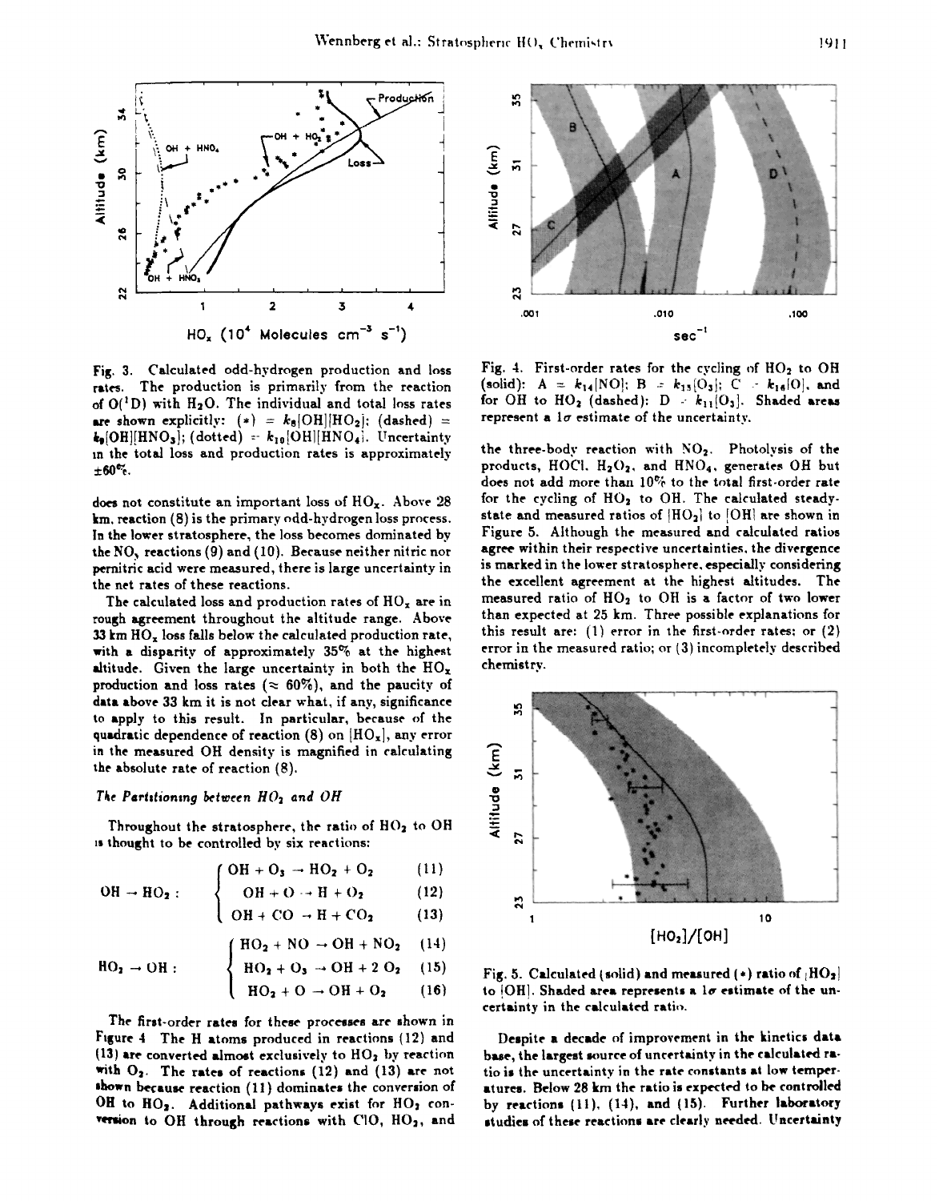Fig. 3. Calculated odd-hydrogen production and loss rates. The production is primarily from the reaction of $O(^1D)$ with $H_2O$. The individual and total loss rates are shown explicitly: (*) = $k_8[OH][HO_2]$; (dashed) = $k_9[OH][HNO_3]$; (dotted) = $k_{10}[OH][HNO_4]$. Uncertainty in the total loss and production rates is approximately ±60%.

does not constitute an important loss of $HO_x$. Above 28 km, reaction (8) is the primary odd-hydrogen loss process. In the lower stratosphere, the loss becomes dominated by the $NO_y$ reactions (9) and (10). Because neither nitric nor pernitric acid were measured, there is large uncertainty in the net rates of these reactions.

The calculated loss and production rates of $HO_x$ are in rough agreement throughout the altitude range. Above 33 km $HO_x$ loss falls below the calculated production rate, with a disparity of approximately 35% at the highest altitude. Given the large uncertainty in both the $HO_x$ production and loss rates (≈ 60%), and the paucity of data above 33 km it is not clear what, if any, significance to apply to this result. In particular, because of the quadratic dependence of reaction (8) on $[HO_x]$, any error in the measured OH density is magnified in calculating the absolute rate of reaction (8).

### *The Partitioning between $HO_2$ and OH*

Throughout the stratosphere, the ratio of $HO_2$ to OH is thought to be controlled by six reactions:

$$
OH \rightarrow HO_2: \quad
\begin{cases}
OH + O_3 \rightarrow HO_2 + O_2 & (11) \\
OH + O \rightarrow H + O_2 & (12) \\
OH + CO \rightarrow H + CO_2 & (13)
\end{cases}
$$

$$
HO_2 \rightarrow OH: \quad
\begin{cases}
HO_2 + NO \rightarrow OH + NO_2 & (14) \\
HO_2 + O_3 \rightarrow OH + 2\,O_2 & (15) \\
HO_2 + O \rightarrow OH + O_2 & (16)
\end{cases}
$$

The first-order rates for these processes are shown in Figure 4. The H atoms produced in reactions (12) and (13) are converted almost exclusively to $HO_2$ by reaction with $O_2$. The rates of reactions (12) and (13) are not shown because reaction (11) dominates the conversion of OH to $HO_2$. Additional pathways exist for $HO_2$ conversion to OH through reactions with ClO, $HO_2$, and

Fig. 4. First-order rates for the cycling of $HO_2$ to OH (solid): A = $k_{14}[NO]$; B = $k_{15}[O_3]$; C = $k_{16}[O]$, and for OH to $HO_2$ (dashed): D = $k_{11}[O_3]$. Shaded areas represent a 1σ estimate of the uncertainty.

the three-body reaction with $NO_2$. Photolysis of the products, HOCl, $H_2O_2$, and $HNO_4$, generates OH but does not add more than 10% to the total first-order rate for the cycling of $HO_2$ to OH. The calculated steady-state and measured ratios of $[HO_2]$ to $[OH]$ are shown in Figure 5. Although the measured and calculated ratios agree within their respective uncertainties, the divergence is marked in the lower stratosphere, especially considering the excellent agreement at the highest altitudes. The measured ratio of $HO_2$ to OH is a factor of two lower than expected at 25 km. Three possible explanations for this result are: (1) error in the first-order rates; or (2) error in the measured ratio; or (3) incompletely described chemistry.

Fig. 5. Calculated (solid) and measured (*) ratio of $[HO_2]$ to $[OH]$. Shaded area represents a 1σ estimate of the uncertainty in the calculated ratio.

Despite a decade of improvement in the kinetics data base, the largest source of uncertainty in the calculated ratio is the uncertainty in the rate constants at low temperatures. Below 28 km the ratio is expected to be controlled by reactions (11), (14), and (15). Further laboratory studies of these reactions are clearly needed. Uncertainty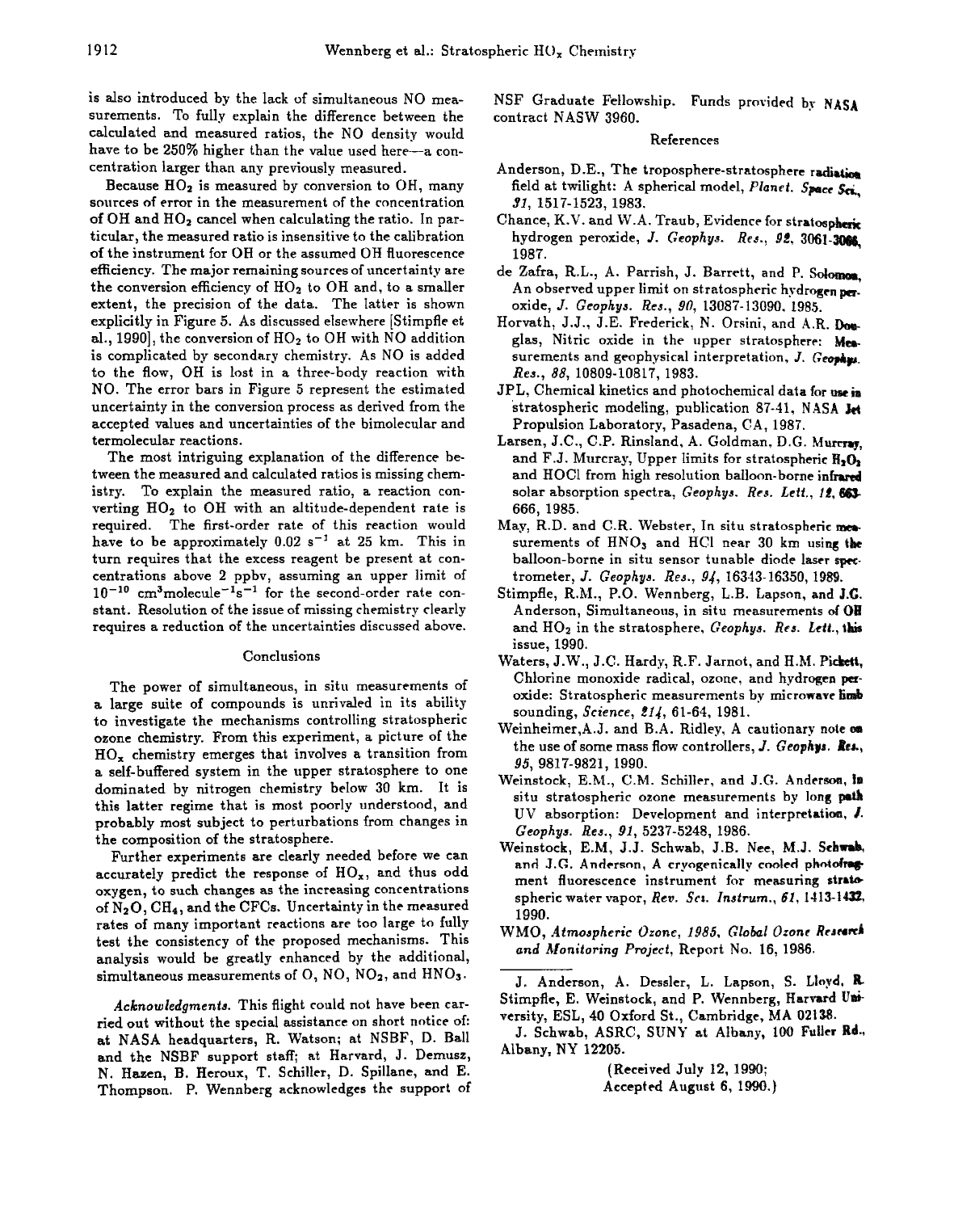is also introduced by the lack of simultaneous NO measurements. To fully explain the difference between the calculated and measured ratios, the NO density would have to be 250% higher than the value used here—a concentration larger than any previously measured.

Because $HO_2$ is measured by conversion to OH, many sources of error in the measurement of the concentration of OH and $HO_2$ cancel when calculating the ratio. In particular, the measured ratio is insensitive to the calibration of the instrument for OH or the assumed OH fluorescence efficiency. The major remaining sources of uncertainty are the conversion efficiency of $HO_2$ to OH and, to a smaller extent, the precision of the data. The latter is shown explicitly in Figure 5. As discussed elsewhere [Stimpfle et al., 1990], the conversion of $HO_2$ to OH with NO addition is complicated by secondary chemistry. As NO is added to the flow, OH is lost in a three-body reaction with NO. The error bars in Figure 5 represent the estimated uncertainty in the conversion process as derived from the accepted values and uncertainties of the bimolecular and termolecular reactions.

The most intriguing explanation of the difference between the measured and calculated ratios is missing chemistry. To explain the measured ratio, a reaction converting $HO_2$ to OH with an altitude-dependent rate is required. The first-order rate of this reaction would have to be approximately 0.02 $s^{-1}$ at 25 km. This in turn requires that the excess reagent be present at concentrations above 2 ppbv, assuming an upper limit of $10^{-10}$ $cm^3 molecule^{-1} s^{-1}$ for the second-order rate constant. Resolution of the issue of missing chemistry clearly requires a reduction of the uncertainties discussed above.

## Conclusions

The power of simultaneous, in situ measurements of a large suite of compounds is unrivaled in its ability to investigate the mechanisms controlling stratospheric ozone chemistry. From this experiment, a picture of the $HO_x$ chemistry emerges that involves a transition from a self-buffered system in the upper stratosphere to one dominated by nitrogen chemistry below 30 km. It is this latter regime that is most poorly understood, and probably most subject to perturbations from changes in the composition of the stratosphere.

Further experiments are clearly needed before we can accurately predict the response of $HO_x$, and thus odd oxygen, to such changes as the increasing concentrations of $N_2O$, $CH_4$, and the CFCs. Uncertainty in the measured rates of many important reactions are too large to fully test the consistency of the proposed mechanisms. This analysis would be greatly enhanced by the additional, simultaneous measurements of O, NO, $NO_2$, and $HNO_3$.

*Acknowledgments.* This flight could not have been carried out without the special assistance on short notice of: at NASA headquarters, R. Watson; at NSBF, D. Ball and the NSBF support staff; at Harvard, J. Demusz, N. Hazen, B. Heroux, T. Schiller, D. Spillane, and E. Thompson. P. Wennberg acknowledges the support of NSF Graduate Fellowship. Funds provided by NASA contract NASW 3960.

## References

Anderson, D.E., The troposphere-stratosphere radiation field at twilight: A spherical model, *Planet. Space Sci.*, *31*, 1517-1523, 1983.

Chance, K.V. and W.A. Traub, Evidence for stratospheric hydrogen peroxide, *J. Geophys. Res.*, *92*, 3061-3066, 1987.

de Zafra, R.L., A. Parrish, J. Barrett, and P. Solomon, An observed upper limit on stratospheric hydrogen peroxide, *J. Geophys. Res.*, *90*, 13087-13090, 1985.

Horvath, J.J., J.E. Frederick, N. Orsini, and A.R. Douglas, Nitric oxide in the upper stratosphere: Measurements and geophysical interpretation, *J. Geophys. Res.*, *88*, 10809-10817, 1983.

JPL, Chemical kinetics and photochemical data for use in stratospheric modeling, publication 87-41, NASA Jet Propulsion Laboratory, Pasadena, CA, 1987.

Larsen, J.C., C.P. Rinsland, A. Goldman, D.G. Murcray, and F.J. Murcray, Upper limits for stratospheric $H_2O_2$ and HOCl from high resolution balloon-borne infrared solar absorption spectra, *Geophys. Res. Lett.*, *12*, 663-666, 1985.

May, R.D. and C.R. Webster, In situ stratospheric measurements of $HNO_3$ and HCl near 30 km using the balloon-borne in situ sensor tunable diode laser spectrometer, *J. Geophys. Res.*, *94*, 16343-16350, 1989.

Stimpfle, R.M., P.O. Wennberg, L.B. Lapson, and J.G. Anderson, Simultaneous, in situ measurements of OH and $HO_2$ in the stratosphere, *Geophys. Res. Lett.*, this issue, 1990.

Waters, J.W., J.C. Hardy, R.F. Jarnot, and H.M. Pickett, Chlorine monoxide radical, ozone, and hydrogen peroxide: Stratospheric measurements by microwave limb sounding, *Science*, *214*, 61-64, 1981.

Weinheimer, A.J. and B.A. Ridley, A cautionary note on the use of some mass flow controllers, *J. Geophys. Res.*, *95*, 9817-9821, 1990.

Weinstock, E.M., C.M. Schiller, and J.G. Anderson, In situ stratospheric ozone measurements by long path UV absorption: Development and interpretation, *J. Geophys. Res.*, *91*, 5237-5248, 1986.

Weinstock, E.M, J.J. Schwab, J.B. Nee, M.J. Schwab, and J.G. Anderson, A cryogenically cooled photofragment fluorescence instrument for measuring stratospheric water vapor, *Rev. Sci. Instrum.*, *61*, 1413-1432, 1990.

WMO, *Atmospheric Ozone, 1985, Global Ozone Research and Monitoring Project*, Report No. 16, 1986.

---

J. Anderson, A. Dessler, L. Lapson, S. Lloyd, R. Stimpfle, E. Weinstock, and P. Wennberg, Harvard University, ESL, 40 Oxford St., Cambridge, MA 02138.

J. Schwab, ASRC, SUNY at Albany, 100 Fuller Rd., Albany, NY 12205.

(Received July 12, 1990;
Accepted August 6, 1990.)